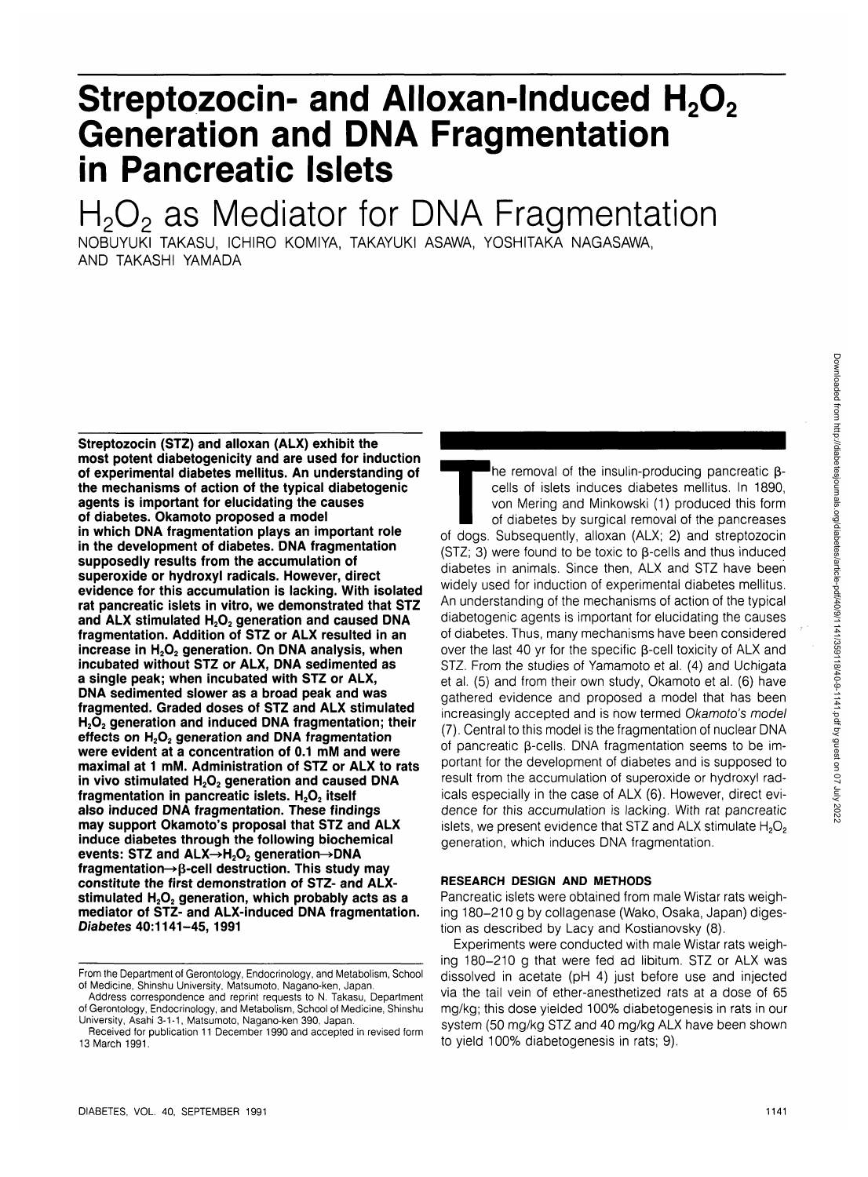# Streptozocin- and Alloxan-Induced $H_2O_2$ Generation and DNA Fragmentation in Pancreatic Islets

## $H_2O_2$ as Mediator for DNA Fragmentation

NOBUYUKI TAKASU, ICHIRO KOMIYA, TAKAYUKI ASAWA, YOSHITAKA NAGASAWA, AND TAKASHI YAMADA

**Streptozocin (STZ) and alloxan (ALX) exhibit the most potent diabetogenicity and are used for induction of experimental diabetes mellitus. An understanding of the mechanisms of action of the typical diabetogenic agents is important for elucidating the causes of diabetes. Okamoto proposed a model in which DNA fragmentation plays an important role in the development of diabetes. DNA fragmentation supposedly results from the accumulation of superoxide or hydroxyl radicals. However, direct evidence for this accumulation is lacking. With isolated rat pancreatic islets in vitro, we demonstrated that STZ and ALX stimulated $H_2O_2$ generation and caused DNA fragmentation. Addition of STZ or ALX resulted in an increase in $H_2O_2$ generation. On DNA analysis, when incubated without STZ or ALX, DNA sedimented as a single peak; when incubated with STZ or ALX, DNA sedimented slower as a broad peak and was fragmented. Graded doses of STZ and ALX stimulated $H_2O_2$ generation and induced DNA fragmentation; their effects on $H_2O_2$ generation and DNA fragmentation were evident at a concentration of 0.1 mM and were maximal at 1 mM. Administration of STZ or ALX to rats in vivo stimulated $H_2O_2$ generation and caused DNA fragmentation in pancreatic islets. $H_2O_2$ itself also induced DNA fragmentation. These findings may support Okamoto's proposal that STZ and ALX induce diabetes through the following biochemical events: STZ and ALX→$H_2O_2$ generation→DNA fragmentation→β-cell destruction. This study may constitute the first demonstration of STZ- and ALX-stimulated $H_2O_2$ generation, which probably acts as a mediator of STZ- and ALX-induced DNA fragmentation.** ***Diabetes* 40:1141–45, 1991**

From the Department of Gerontology, Endocrinology, and Metabolism, School of Medicine, Shinshu University, Matsumoto, Nagano-ken, Japan.

Address correspondence and reprint requests to N. Takasu, Department of Gerontology, Endocrinology, and Metabolism, School of Medicine, Shinshu University, Asahi 3-1-1, Matsumoto, Nagano-ken 390, Japan.

Received for publication 11 December 1990 and accepted in revised form 13 March 1991.

The removal of the insulin-producing pancreatic β-cells of islets induces diabetes mellitus. In 1890, von Mering and Minkowski (1) produced this form of diabetes by surgical removal of the pancreases of dogs. Subsequently, alloxan (ALX; 2) and streptozocin (STZ; 3) were found to be toxic to β-cells and thus induced diabetes in animals. Since then, ALX and STZ have been widely used for induction of experimental diabetes mellitus. An understanding of the mechanisms of action of the typical diabetogenic agents is important for elucidating the causes of diabetes. Thus, many mechanisms have been considered over the last 40 yr for the specific β-cell toxicity of ALX and STZ. From the studies of Yamamoto et al. (4) and Uchigata et al. (5) and from their own study, Okamoto et al. (6) have gathered evidence and proposed a model that has been increasingly accepted and is now termed *Okamoto's model* (7). Central to this model is the fragmentation of nuclear DNA of pancreatic β-cells. DNA fragmentation seems to be important for the development of diabetes and is supposed to result from the accumulation of superoxide or hydroxyl radicals especially in the case of ALX (6). However, direct evidence for this accumulation is lacking. With rat pancreatic islets, we present evidence that STZ and ALX stimulate $H_2O_2$ generation, which induces DNA fragmentation.

## RESEARCH DESIGN AND METHODS

Pancreatic islets were obtained from male Wistar rats weighing 180–210 g by collagenase (Wako, Osaka, Japan) digestion as described by Lacy and Kostianovsky (8).

Experiments were conducted with male Wistar rats weighing 180–210 g that were fed ad libitum. STZ or ALX was dissolved in acetate (pH 4) just before use and injected via the tail vein of ether-anesthetized rats at a dose of 65 mg/kg; this dose yielded 100% diabetogenesis in rats in our system (50 mg/kg STZ and 40 mg/kg ALX have been shown to yield 100% diabetogenesis in rats; 9).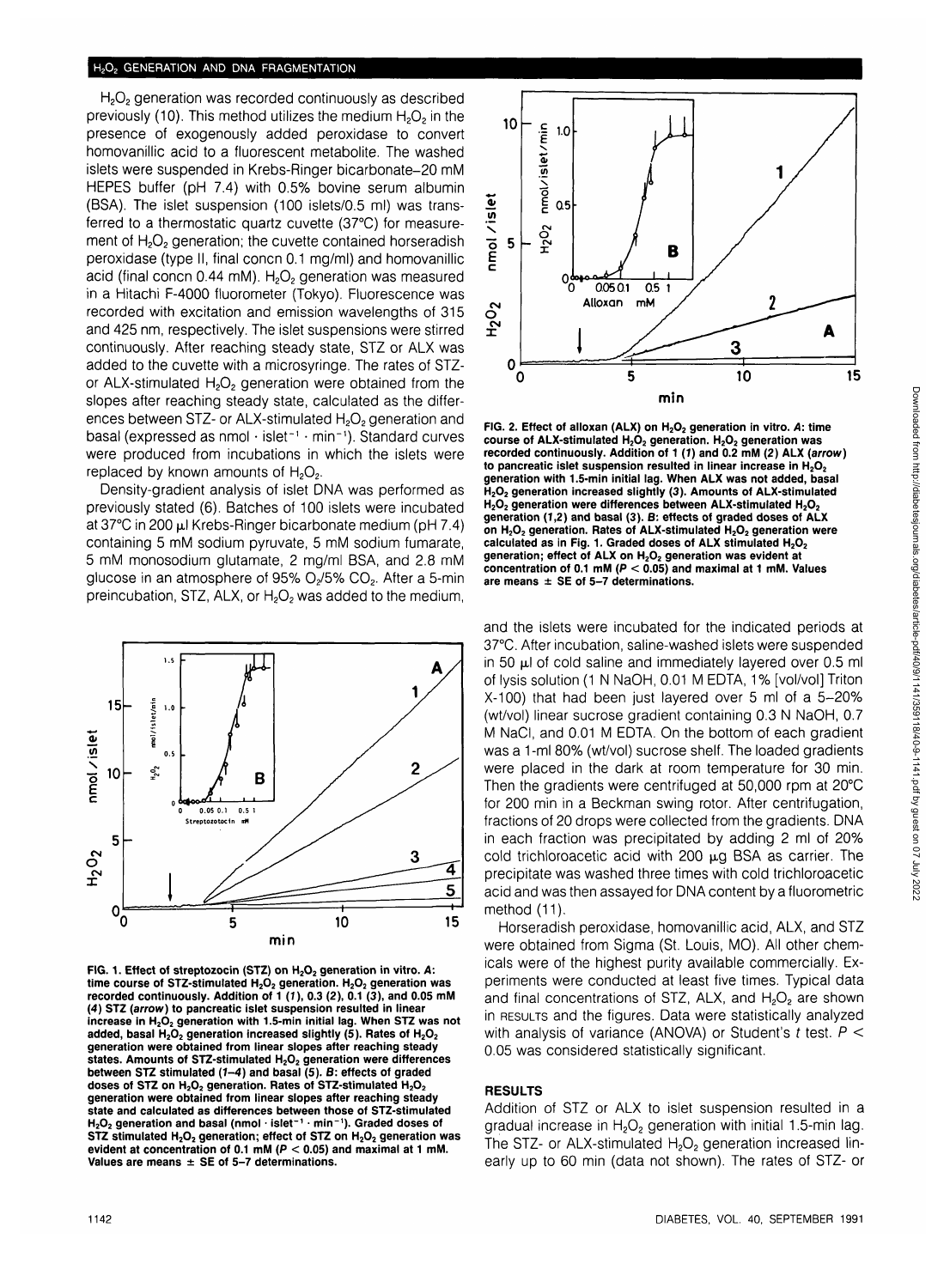## $H_2O_2$ GENERATION AND DNA FRAGMENTATION

$H_2O_2$ generation was recorded continuously as described previously (10). This method utilizes the medium $H_2O_2$ in the presence of exogenously added peroxidase to convert homovanillic acid to a fluorescent metabolite. The washed islets were suspended in Krebs-Ringer bicarbonate–20 mM HEPES buffer (pH 7.4) with 0.5% bovine serum albumin (BSA). The islet suspension (100 islets/0.5 ml) was transferred to a thermostatic quartz cuvette (37°C) for measurement of $H_2O_2$ generation; the cuvette contained horseradish peroxidase (type II, final concn 0.1 mg/ml) and homovanillic acid (final concn 0.44 mM). $H_2O_2$ generation was measured in a Hitachi F-4000 fluorometer (Tokyo). Fluorescence was recorded with excitation and emission wavelengths of 315 and 425 nm, respectively. The islet suspensions were stirred continuously. After reaching steady state, STZ or ALX was added to the cuvette with a microsyringe. The rates of STZ- or ALX-stimulated $H_2O_2$ generation were obtained from the slopes after reaching steady state, calculated as the differences between STZ- or ALX-stimulated $H_2O_2$ generation and basal (expressed as nmol · islet$^{-1}$ · min$^{-1}$). Standard curves were produced from incubations in which the islets were replaced by known amounts of $H_2O_2$.

Density-gradient analysis of islet DNA was performed as previously stated (6). Batches of 100 islets were incubated at 37°C in 200 μl Krebs-Ringer bicarbonate medium (pH 7.4) containing 5 mM sodium pyruvate, 5 mM sodium fumarate, 5 mM monosodium glutamate, 2 mg/ml BSA, and 2.8 mM glucose in an atmosphere of 95% $O_2$/5% $CO_2$. After a 5-min preincubation, STZ, ALX, or $H_2O_2$ was added to the medium, and the islets were incubated for the indicated periods at 37°C. After incubation, saline-washed islets were suspended in 50 μl of cold saline and immediately layered over 0.5 ml of lysis solution (1 N NaOH, 0.01 M EDTA, 1% [vol/vol] Triton X-100) that had been just layered over 5 ml of a 5–20% (wt/vol) linear sucrose gradient containing 0.3 N NaOH, 0.7 M NaCl, and 0.01 M EDTA. On the bottom of each gradient was a 1-ml 80% (wt/vol) sucrose shelf. The loaded gradients were placed in the dark at room temperature for 30 min. Then the gradients were centrifuged at 50,000 rpm at 20°C for 200 min in a Beckman swing rotor. After centrifugation, fractions of 20 drops were collected from the gradients. DNA in each fraction was precipitated by adding 2 ml of 20% cold trichloroacetic acid with 200 μg BSA as carrier. The precipitate was washed three times with cold trichloroacetic acid and was then assayed for DNA content by a fluorometric method (11).

Horseradish peroxidase, homovanillic acid, ALX, and STZ were obtained from Sigma (St. Louis, MO). All other chemicals were of the highest purity available commercially. Experiments were conducted at least five times. Typical data and final concentrations of STZ, ALX, and $H_2O_2$ are shown in RESULTS and the figures. Data were statistically analyzed with analysis of variance (ANOVA) or Student's *t* test. $P < 0.05$ was considered statistically significant.

**FIG. 1. Effect of streptozocin (STZ) on $H_2O_2$ generation in vitro. *A*: time course of STZ-stimulated $H_2O_2$ generation. $H_2O_2$ generation was recorded continuously. Addition of 1 (*1*), 0.3 (*2*), 0.1 (*3*), and 0.05 mM (*4*) STZ (*arrow*) to pancreatic islet suspension resulted in linear increase in $H_2O_2$ generation with 1.5-min initial lag. When STZ was not added, basal $H_2O_2$ generation increased slightly (*5*). Rates of $H_2O_2$ generation were obtained from linear slopes after reaching steady states. Amounts of STZ-stimulated $H_2O_2$ generation were differences between STZ stimulated (*1–4*) and basal (*5*). *B*: effects of graded doses of STZ on $H_2O_2$ generation. Rates of STZ-stimulated $H_2O_2$ generation were obtained from linear slopes after reaching steady state and calculated as differences between those of STZ-stimulated $H_2O_2$ generation and basal (nmol · islet$^{-1}$ · min$^{-1}$). Graded doses of STZ stimulated $H_2O_2$ generation; effect of STZ on $H_2O_2$ generation was evident at concentration of 0.1 mM ($P < 0.05$) and maximal at 1 mM. Values are means ± SE of 5–7 determinations.**

**FIG. 2. Effect of alloxan (ALX) on $H_2O_2$ generation in vitro. *A*: time course of ALX-stimulated $H_2O_2$ generation. $H_2O_2$ generation was recorded continuously. Addition of 1 (*1*) and 0.2 mM (*2*) ALX (*arrow*) to pancreatic islet suspension resulted in linear increase in $H_2O_2$ generation with 1.5-min initial lag. When ALX was not added, basal $H_2O_2$ generation increased slightly (*3*). Amounts of ALX-stimulated $H_2O_2$ generation were differences between ALX-stimulated $H_2O_2$ generation (*1*,*2*) and basal (*3*). *B*: effects of graded doses of ALX on $H_2O_2$ generation. Rates of ALX-stimulated $H_2O_2$ generation were calculated as in Fig. 1. Graded doses of ALX stimulated $H_2O_2$ generation; effect of ALX on $H_2O_2$ generation was evident at concentration of 0.1 mM ($P < 0.05$) and maximal at 1 mM. Values are means ± SE of 5–7 determinations.**

## RESULTS

Addition of STZ or ALX to islet suspension resulted in a gradual increase in $H_2O_2$ generation with initial 1.5-min lag. The STZ- or ALX-stimulated $H_2O_2$ generation increased linearly up to 60 min (data not shown). The rates of STZ- or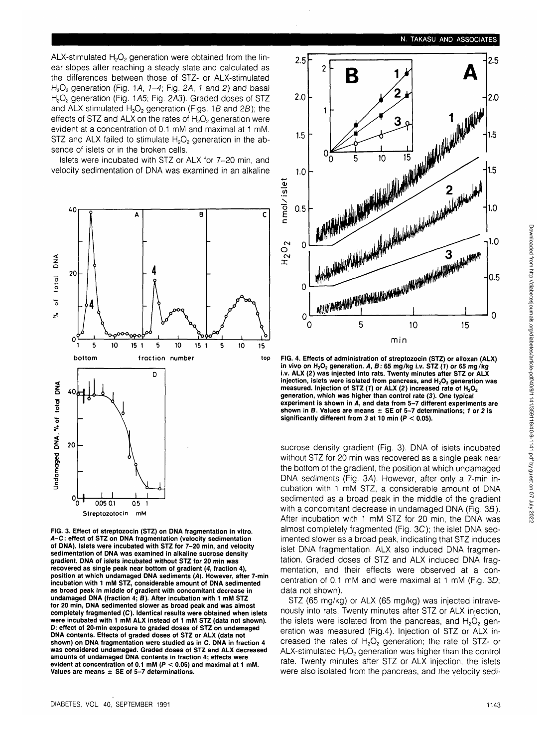ALX-stimulated $H_2O_2$ generation were obtained from the linear slopes after reaching a steady state and calculated as the differences between those of STZ- or ALX-stimulated $H_2O_2$ generation (Fig. 1*A*, *1–4*; Fig. 2*A*, *1* and *2*) and basal $H_2O_2$ generation (Fig. 1*A5*; Fig. 2*A3*). Graded doses of STZ and ALX stimulated $H_2O_2$ generation (Figs. 1*B* and 2*B*); the effects of STZ and ALX on the rates of $H_2O_2$ generation were evident at a concentration of 0.1 mM and maximal at 1 mM. STZ and ALX failed to stimulate $H_2O_2$ generation in the absence of islets or in the broken cells.

Islets were incubated with STZ or ALX for 7–20 min, and velocity sedimentation of DNA was examined in an alkaline sucrose density gradient (Fig. 3). DNA of islets incubated without STZ for 20 min was recovered as a single peak near the bottom of the gradient, the position at which undamaged DNA sediments (Fig. 3*A*). However, after only a 7-min incubation with 1 mM STZ, a considerable amount of DNA sedimented as a broad peak in the middle of the gradient with a concomitant decrease in undamaged DNA (Fig. 3*B*). After incubation with 1 mM STZ for 20 min, the DNA was almost completely fragmented (Fig. 3*C*); the islet DNA sedimented slower as a broad peak, indicating that STZ induces islet DNA fragmentation. ALX also induced DNA fragmentation. Graded doses of STZ and ALX induced DNA fragmentation, and their effects were observed at a concentration of 0.1 mM and were maximal at 1 mM (Fig. 3*D*; data not shown).

**FIG. 3. Effect of streptozocin (STZ) on DNA fragmentation in vitro. *A–C*: effect of STZ on DNA fragmentation (velocity sedimentation of DNA). Islets were incubated with STZ for 7–20 min, and velocity sedimentation of DNA was examined in alkaline sucrose density gradient. DNA of islets incubated without STZ for 20 min was recovered as single peak near bottom of gradient (*4*, fraction 4), position at which undamaged DNA sediments (*A*). However, after 7-min incubation with 1 mM STZ, considerable amount of DNA sedimented as broad peak in middle of gradient with concomitant decrease in undamaged DNA (fraction 4; *B*). After incubation with 1 mM STZ for 20 min, DNA sedimented slower as broad peak and was almost completely fragmented (*C*). Identical results were obtained when islets were incubated with 1 mM ALX instead of 1 mM STZ (data not shown). *D*: effect of 20-min exposure to graded doses of STZ on undamaged DNA contents. Effects of graded doses of STZ or ALX (data not shown) on DNA fragmentation were studied as in *C*. DNA in fraction 4 was considered undamaged. Graded doses of STZ and ALX decreased amounts of undamaged DNA contents in fraction 4; effects were evident at concentration of 0.1 mM ($P < 0.05$) and maximal at 1 mM. Values are means ± SE of 5–7 determinations.**

**FIG. 4. Effects of administration of streptozocin (STZ) or alloxan (ALX) in vivo on $H_2O_2$ generation. *A*, *B*: 65 mg/kg i.v. STZ (*1*) or 65 mg/kg i.v. ALX (*2*) was injected into rats. Twenty minutes after STZ or ALX injection, islets were isolated from pancreas, and $H_2O_2$ generation was measured. Injection of STZ (*1*) or ALX (*2*) increased rate of $H_2O_2$ generation, which was higher than control rate (*3*). One typical experiment is shown in *A*, and data from 5–7 different experiments are shown in *B*. Values are means ± SE of 5–7 determinations; *1* or *2* is significantly different from *3* at 10 min ($P < 0.05$).**

STZ (65 mg/kg) or ALX (65 mg/kg) was injected intravenously into rats. Twenty minutes after STZ or ALX injection, the islets were isolated from the pancreas, and $H_2O_2$ generation was measured (Fig.4). Injection of STZ or ALX increased the rates of $H_2O_2$ generation; the rate of STZ- or ALX-stimulated $H_2O_2$ generation was higher than the control rate. Twenty minutes after STZ or ALX injection, the islets were also isolated from the pancreas, and the velocity sedi-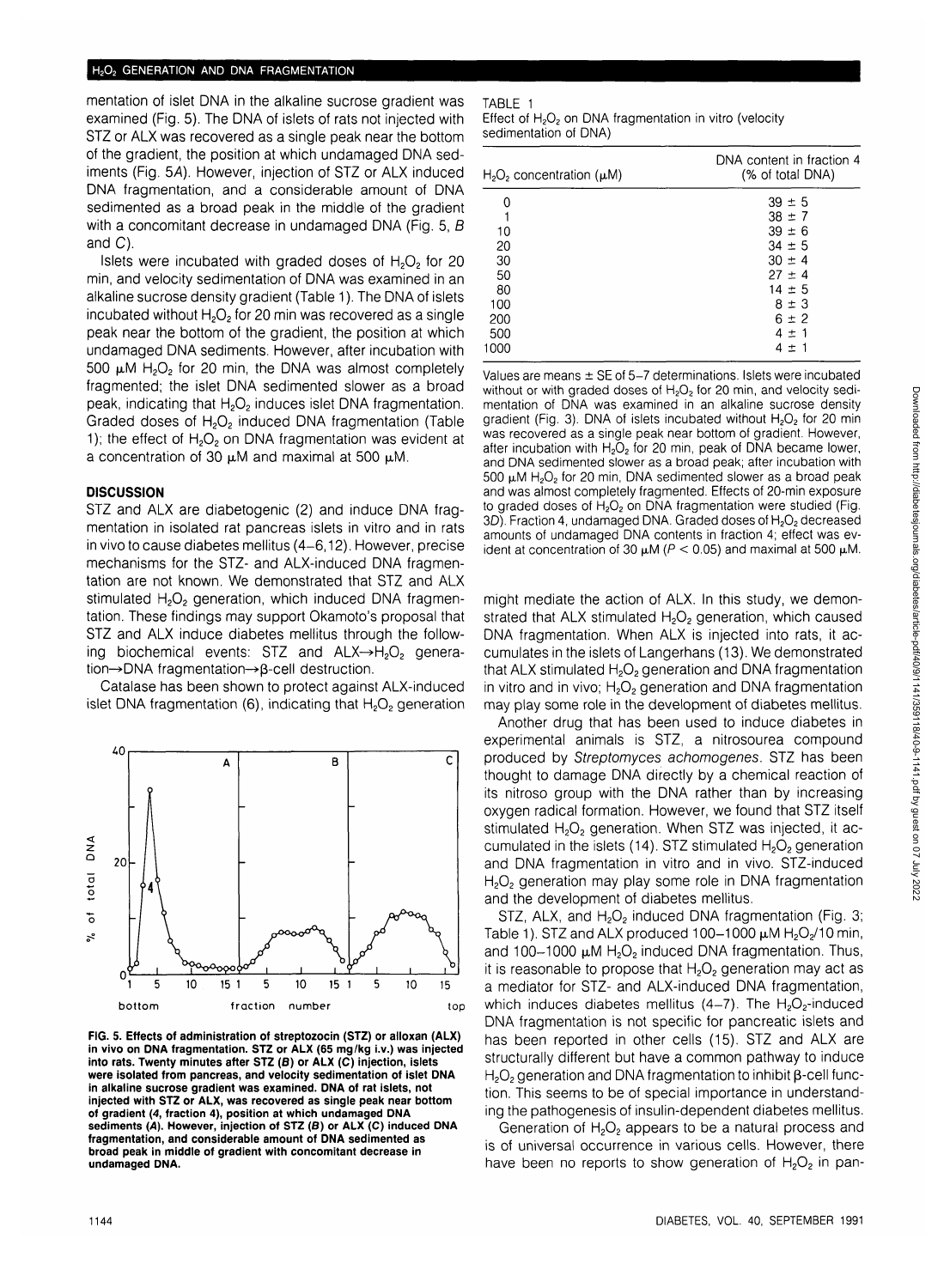mentation of islet DNA in the alkaline sucrose gradient was examined (Fig. 5). The DNA of islets of rats not injected with STZ or ALX was recovered as a single peak near the bottom of the gradient, the position at which undamaged DNA sediments (Fig. 5*A*). However, injection of STZ or ALX induced DNA fragmentation, and a considerable amount of DNA sedimented as a broad peak in the middle of the gradient with a concomitant decrease in undamaged DNA (Fig. 5, *B* and *C*).

Islets were incubated with graded doses of $H_2O_2$ for 20 min, and velocity sedimentation of DNA was examined in an alkaline sucrose density gradient (Table 1). The DNA of islets incubated without $H_2O_2$ for 20 min was recovered as a single peak near the bottom of the gradient, the position at which undamaged DNA sediments. However, after incubation with 500 μM $H_2O_2$ for 20 min, the DNA was almost completely fragmented; the islet DNA sedimented slower as a broad peak, indicating that $H_2O_2$ induces islet DNA fragmentation. Graded doses of $H_2O_2$ induced DNA fragmentation (Table 1); the effect of $H_2O_2$ on DNA fragmentation was evident at a concentration of 30 μM and maximal at 500 μM.

## DISCUSSION

STZ and ALX are diabetogenic (2) and induce DNA fragmentation in isolated rat pancreas islets in vitro and in rats in vivo to cause diabetes mellitus (4–6,12). However, precise mechanisms for the STZ- and ALX-induced DNA fragmentation are not known. We demonstrated that STZ and ALX stimulated $H_2O_2$ generation, which induced DNA fragmentation. These findings may support Okamoto's proposal that STZ and ALX induce diabetes mellitus through the following biochemical events: STZ and ALX→$H_2O_2$ generation→DNA fragmentation→β-cell destruction.

Catalase has been shown to protect against ALX-induced islet DNA fragmentation (6), indicating that $H_2O_2$ generation might mediate the action of ALX. In this study, we demonstrated that ALX stimulated $H_2O_2$ generation, which caused DNA fragmentation. When ALX is injected into rats, it accumulates in the islets of Langerhans (13). We demonstrated that ALX stimulated $H_2O_2$ generation and DNA fragmentation in vitro and in vivo; $H_2O_2$ generation and DNA fragmentation may play some role in the development of diabetes mellitus.

Another drug that has been used to induce diabetes in experimental animals is STZ, a nitrosourea compound produced by *Streptomyces achomogenes*. STZ has been thought to damage DNA directly by a chemical reaction of its nitroso group with the DNA rather than by increasing oxygen radical formation. However, we found that STZ itself stimulated $H_2O_2$ generation. When STZ was injected, it accumulated in the islets (14). STZ stimulated $H_2O_2$ generation and DNA fragmentation in vitro and in vivo. STZ-induced $H_2O_2$ generation may play some role in DNA fragmentation and the development of diabetes mellitus.

STZ, ALX, and $H_2O_2$ induced DNA fragmentation (Fig. 3; Table 1). STZ and ALX produced 100–1000 μM $H_2O_2$/10 min, and 100–1000 μM $H_2O_2$ induced DNA fragmentation. Thus, it is reasonable to propose that $H_2O_2$ generation may act as a mediator for STZ- and ALX-induced DNA fragmentation, which induces diabetes mellitus (4–7). The $H_2O_2$-induced DNA fragmentation is not specific for pancreatic islets and has been reported in other cells (15). STZ and ALX are structurally different but have a common pathway to induce $H_2O_2$ generation and DNA fragmentation to inhibit β-cell function. This seems to be of special importance in understanding the pathogenesis of insulin-dependent diabetes mellitus.

Generation of $H_2O_2$ appears to be a natural process and is of universal occurrence in various cells. However, there have been no reports to show generation of $H_2O_2$ in pan-

TABLE 1
Effect of $H_2O_2$ on DNA fragmentation in vitro (velocity sedimentation of DNA)

| $H_2O_2$ concentration (μM) | DNA content in fraction 4 (% of total DNA) |
|---|---|
| 0 | 39 ± 5 |
| 1 | 38 ± 7 |
| 10 | 39 ± 6 |
| 20 | 34 ± 5 |
| 30 | 30 ± 4 |
| 50 | 27 ± 4 |
| 80 | 14 ± 5 |
| 100 | 8 ± 3 |
| 200 | 6 ± 2 |
| 500 | 4 ± 1 |
| 1000 | 4 ± 1 |

Values are means ± SE of 5–7 determinations. Islets were incubated without or with graded doses of $H_2O_2$ for 20 min, and velocity sedimentation of DNA was examined in an alkaline sucrose density gradient (Fig. 3). DNA of islets incubated without $H_2O_2$ for 20 min was recovered as a single peak near bottom of gradient. However, after incubation with $H_2O_2$ for 20 min, peak of DNA became lower, and DNA sedimented slower as a broad peak; after incubation with 500 μM $H_2O_2$ for 20 min, DNA sedimented slower as a broad peak and was almost completely fragmented. Effects of 20-min exposure to graded doses of $H_2O_2$ on DNA fragmentation were studied (Fig. 3*D*). Fraction 4, undamaged DNA. Graded doses of $H_2O_2$ decreased amounts of undamaged DNA contents in fraction 4; effect was evident at concentration of 30 μM ($P < 0.05$) and maximal at 500 μM.

**FIG. 5. Effects of administration of streptozocin (STZ) or alloxan (ALX) in vivo on DNA fragmentation. STZ or ALX (65 mg/kg i.v.) was injected into rats. Twenty minutes after STZ (*B*) or ALX (*C*) injection, islets were isolated from pancreas, and velocity sedimentation of islet DNA in alkaline sucrose gradient was examined. DNA of rat islets, not injected with STZ or ALX, was recovered as single peak near bottom of gradient (*4*, fraction 4), position at which undamaged DNA sediments (*A*). However, injection of STZ (*B*) or ALX (*C*) induced DNA fragmentation, and considerable amount of DNA sedimented as broad peak in middle of gradient with concomitant decrease in undamaged DNA.**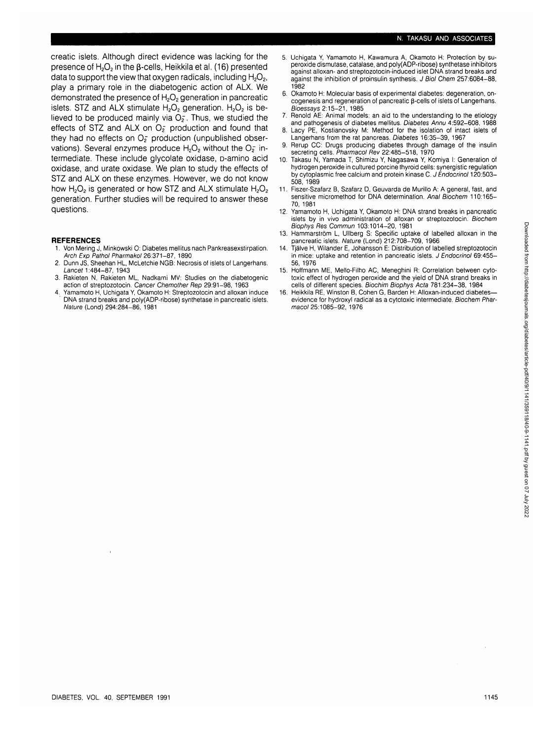creatic islets. Although direct evidence was lacking for the presence of $H_2O_2$ in the β-cells, Heikkila et al. (16) presented data to support the view that oxygen radicals, including $H_2O_2$, play a primary role in the diabetogenic action of ALX. We demonstrated the presence of $H_2O_2$ generation in pancreatic islets. STZ and ALX stimulate $H_2O_2$ generation. $H_2O_2$ is believed to be produced mainly via $O_2^-$. Thus, we studied the effects of STZ and ALX on $O_2^-$ production and found that they had no effects on $O_2^-$ production (unpublished observations). Several enzymes produce $H_2O_2$ without the $O_2^-$ intermediate. These include glycolate oxidase, D-amino acid oxidase, and urate oxidase. We plan to study the effects of STZ and ALX on these enzymes. However, we do not know how $H_2O_2$ is generated or how STZ and ALX stimulate $H_2O_2$ generation. Further studies will be required to answer these questions.

## REFERENCES

1. Von Mering J, Minkowski O: Diabetes mellitus nach Pankreasexstirpation. *Arch Exp Pathol Pharmakol* 26:371–87, 1890
2. Dunn JS, Sheehan HL, McLetchie NGB: Necrosis of islets of Langerhans. *Lancet* 1:484–87, 1943
3. Rakieten N, Rakieten ML, Nadkarni MV: Studies on the diabetogenic action of streptozotocin. *Cancer Chemother Rep* 29:91–98, 1963
4. Yamamoto H, Uchigata Y, Okamoto H: Streptozotocin and alloxan induce DNA strand breaks and poly(ADP-ribose) synthetase in pancreatic islets. *Nature* (Lond) 294:284–86, 1981
5. Uchigata Y, Yamamoto H, Kawamura A, Okamoto H: Protection by superoxide dismutase, catalase, and poly(ADP-ribose) synthetase inhibitors against alloxan- and streptozotocin-induced islet DNA strand breaks and against the inhibition of proinsulin synthesis. *J Biol Chem* 257:6084–88, 1982
6. Okamoto H: Molecular basis of experimental diabetes: degeneration, oncogenesis and regeneration of pancreatic β-cells of islets of Langerhans. *Bioessays* 2:15–21, 1985
7. Renold AE: Animal models: an aid to the understanding to the etiology and pathogenesis of diabetes mellitus. *Diabetes Annu* 4:592–608, 1988
8. Lacy PE, Kostianovsky M: Method for the isolation of intact islets of Langerhans from the rat pancreas. *Diabetes* 16:35–39, 1967
9. Rerup CC: Drugs producing diabetes through damage of the insulin secreting cells. *Pharmacol Rev* 22:485–518, 1970
10. Takasu N, Yamada T, Shimizu Y, Nagasawa Y, Komiya I: Generation of hydrogen peroxide in cultured porcine thyroid cells: synergistic regulation by cytoplasmic free calcium and protein kinase C. *J Endocrinol* 120:503–508, 1989
11. Fiszer-Szafarz B, Szafarz D, Geuvarda de Murillo A: A general, fast, and sensitive micromethod for DNA determination. *Anal Biochem* 110:165–70, 1981
12. Yamamoto H, Uchigata Y, Okamoto H: DNA strand breaks in pancreatic islets by in vivo administration of alloxan or streptozotocin. *Biochem Biophys Res Commun* 103:1014–20, 1981
13. Hammarström L, Ullberg S: Specific uptake of labelled alloxan in the pancreatic islets. *Nature* (Lond) 212:708–709, 1966
14. Tjälve H, Wilander E, Johansson E: Distribution of labelled streptozotocin in mice: uptake and retention in pancreatic islets. *J Endocrinol* 69:455–56, 1976
15. Hoffmann ME, Mello-Filho AC, Meneghini R: Correlation between cytotoxic effect of hydrogen peroxide and the yield of DNA strand breaks in cells of different species. *Biochim Biophys Acta* 781:234–38, 1984
16. Heikkila RE, Winston B, Cohen G, Barden H: Alloxan-induced diabetes—evidence for hydroxyl radical as a cytotoxic intermediate. *Biochem Pharmacol* 25:1085–92, 1976